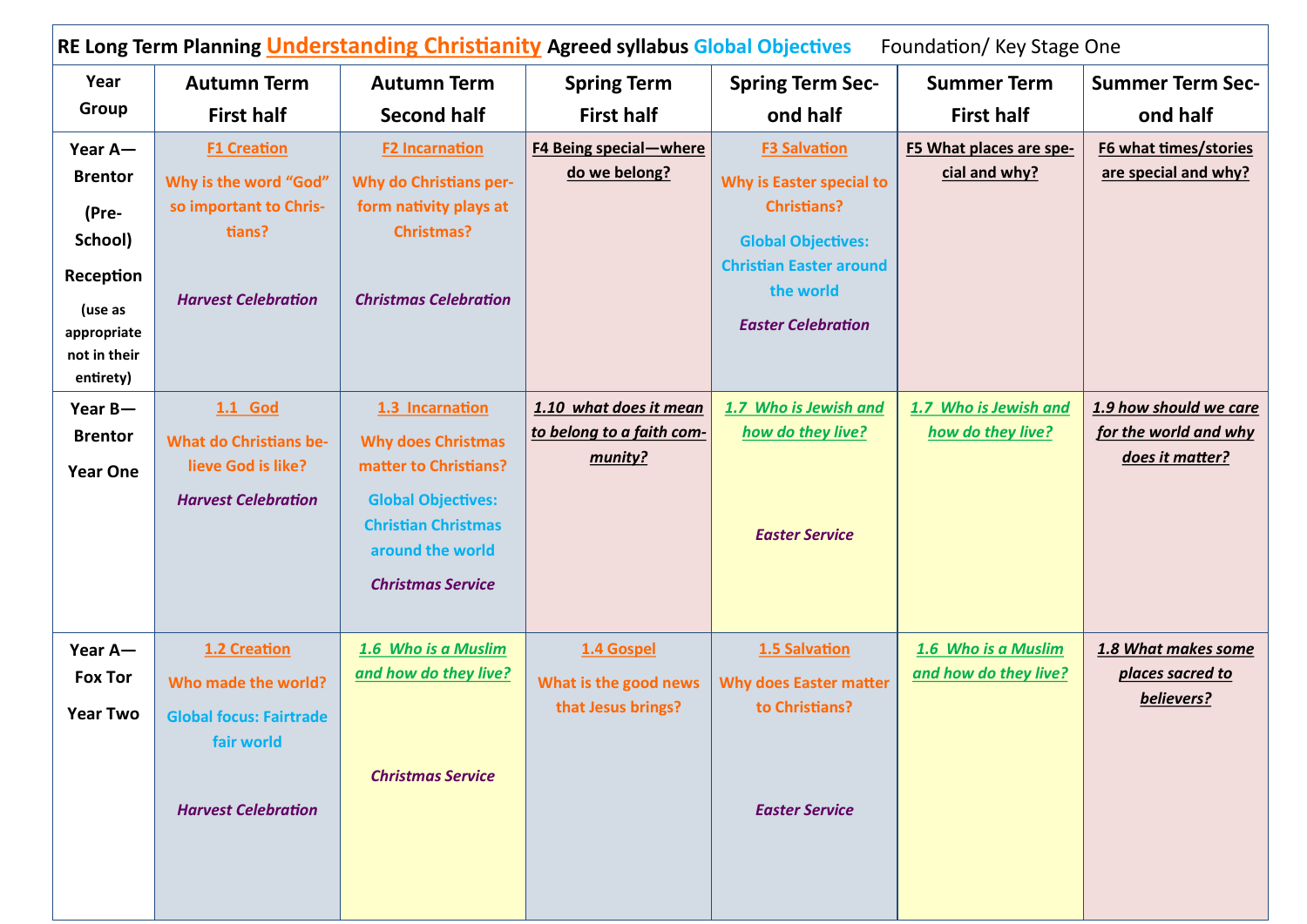**RE Long Term Planning Understanding Christianity Agreed syllabus Global Objectives** Foundation/ Key Stage One

| Year Group | Autumn Term First half | Autumn Term Second half | Spring Term First half | Spring Term Second half | Summer Term First half | Summer Term Second half |
|---|---|---|---|---|---|---|
| Year A—Brentor (Pre-School) Reception (use as appropriate not in their entirety) | F1 Creation<br>Why is the word "God" so important to Christians?<br>*Harvest Celebration* | F2 Incarnation<br>Why do Christians perform nativity plays at Christmas?<br>*Christmas Celebration* | F4 Being special—where do we belong? | F3 Salvation<br>Why is Easter special to Christians?<br>Global Objectives: Christian Easter around the world<br>*Easter Celebration* | F5 What places are special and why? | F6 what times/stories are special and why? |
| Year B—Brentor Year One | 1.1 God<br>What do Christians believe God is like?<br>*Harvest Celebration* | 1.3 Incarnation<br>Why does Christmas matter to Christians?<br>Global Objectives: Christian Christmas around the world<br>*Christmas Service* | 1.10 what does it mean to belong to a faith community? | 1.7 Who is Jewish and how do they live?<br>*Easter Service* | 1.7 Who is Jewish and how do they live? | 1.9 how should we care for the world and why does it matter? |
| Year A—Fox Tor Year Two | 1.2 Creation<br>Who made the world?<br>Global focus: Fairtrade fair world<br>*Harvest Celebration* | 1.6 Who is a Muslim and how do they live?<br>*Christmas Service* | 1.4 Gospel<br>What is the good news that Jesus brings? | 1.5 Salvation<br>Why does Easter matter to Christians?<br>*Easter Service* | 1.6 Who is a Muslim and how do they live? | 1.8 What makes some places sacred to believers? |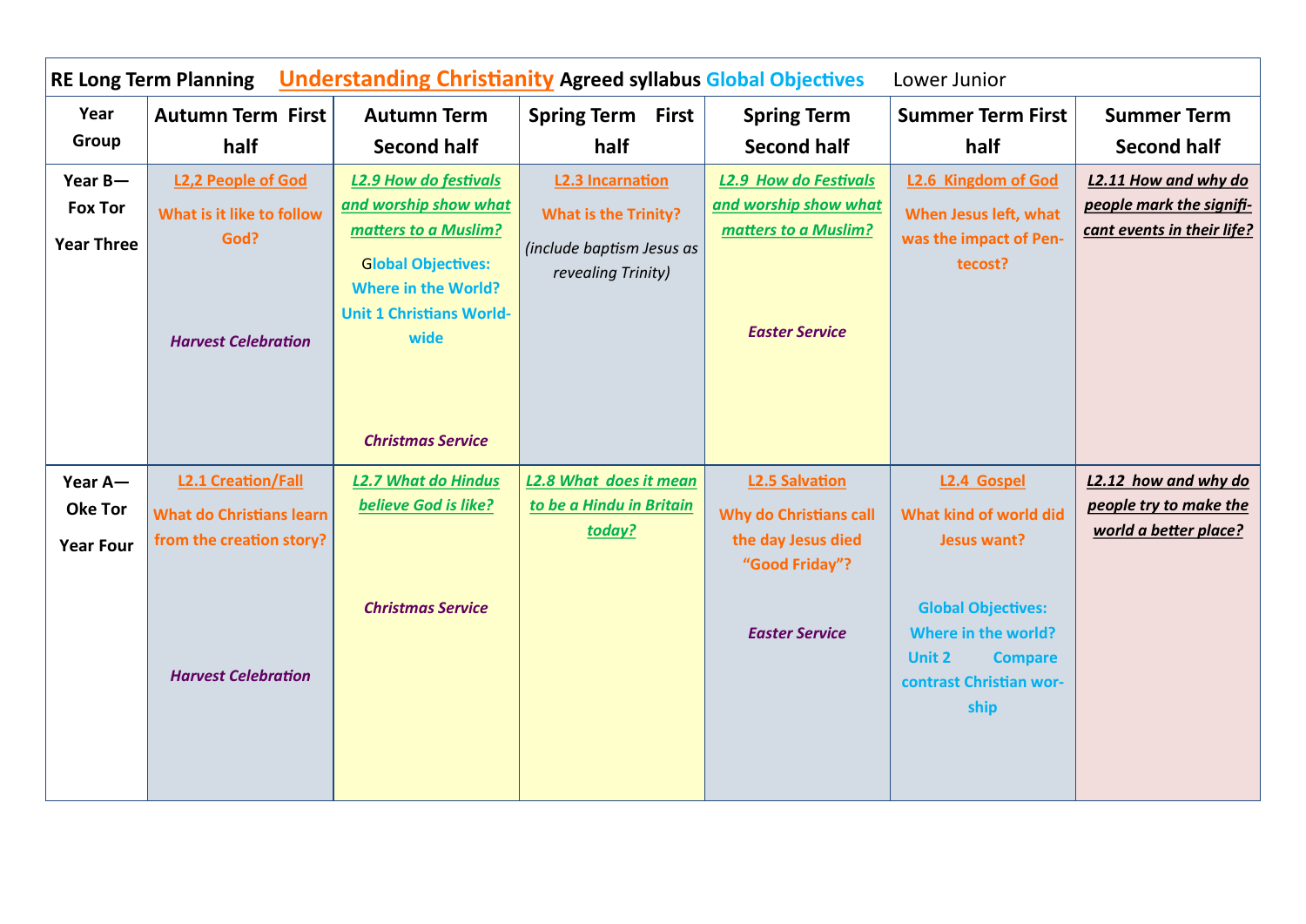| RE Long Term Planning **Understanding Christianity** Agreed syllabus **Global Objectives** Lower Junior | | | | | | |
|---|---|---|---|---|---|---|
| **Year Group** | **Autumn Term First half** | **Autumn Term Second half** | **Spring Term First half** | **Spring Term Second half** | **Summer Term First half** | **Summer Term Second half** |
| **Year B— Fox Tor**<br><br>**Year Three** | **L2,2 People of God**<br>**What is it like to follow God?**<br><br>***Harvest Celebration*** | ***L2.9 How do festivals and worship show what matters to a Muslim?***<br>**Global Objectives: Where in the World? Unit 1 Christians Worldwide**<br><br>***Christmas Service*** | **L2.3 Incarnation**<br>**What is the Trinity?**<br>*(include baptism Jesus as revealing Trinity)* | ***L2.9 How do Festivals and worship show what matters to a Muslim?***<br><br>***Easter Service*** | **L2.6 Kingdom of God**<br>**When Jesus left, what was the impact of Pentecost?** | ***L2.11 How and why do people mark the significant events in their life?*** |
| **Year A— Oke Tor**<br><br>**Year Four** | **L2.1 Creation/Fall**<br>**What do Christians learn from the creation story?**<br><br>***Harvest Celebration*** | ***L2.7 What do Hindus believe God is like?***<br><br>***Christmas Service*** | ***L2.8 What does it mean to be a Hindu in Britain today?*** | **L2.5 Salvation**<br>**Why do Christians call the day Jesus died "Good Friday"?**<br><br>***Easter Service*** | **L2.4 Gospel**<br>**What kind of world did Jesus want?**<br><br>**Global Objectives: Where in the world? Unit 2 Compare contrast Christian worship** | ***L2.12 how and why do people try to make the world a better place?*** |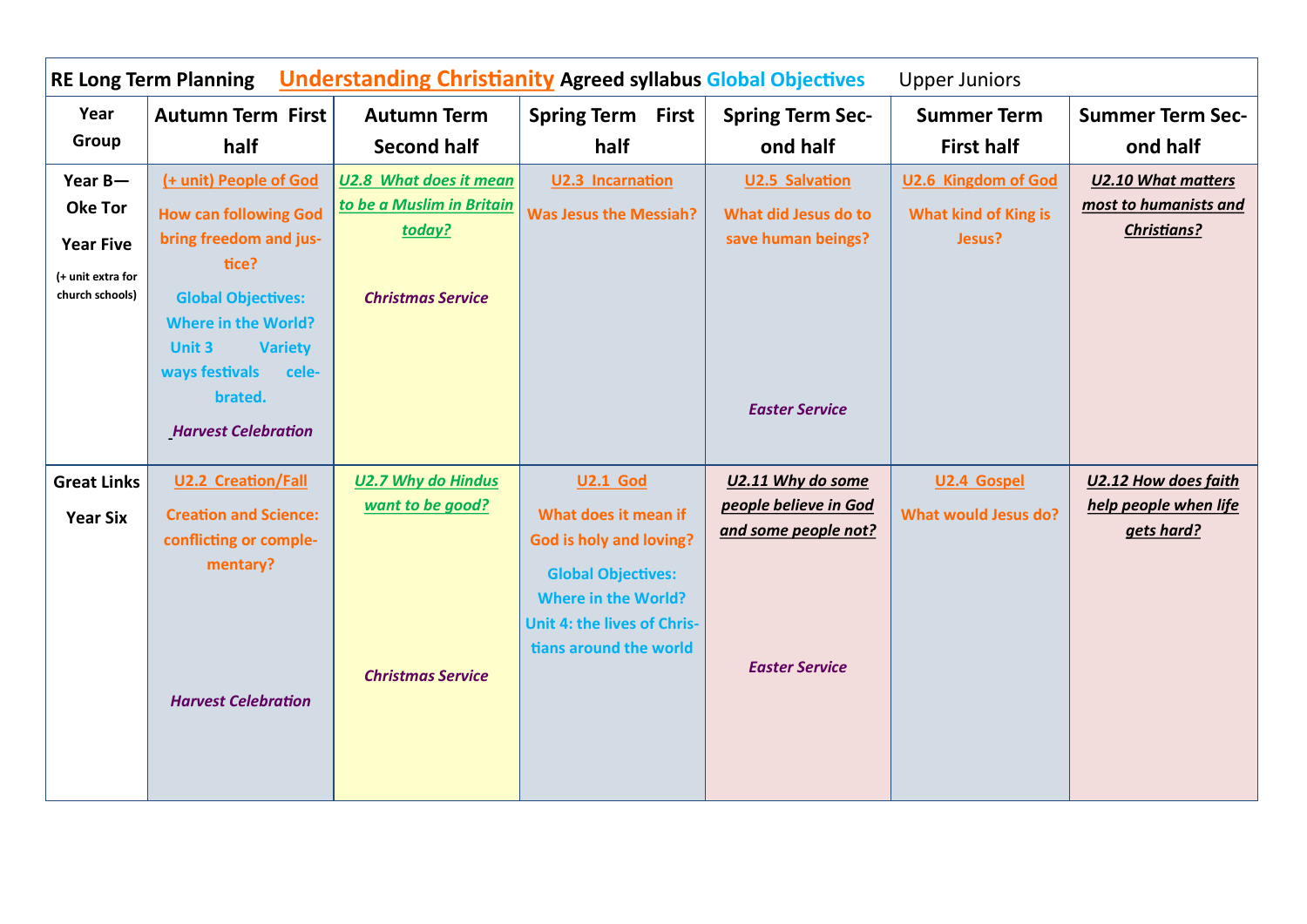| RE Long Term Planning **Understanding Christianity** Agreed syllabus **Global Objectives** Upper Juniors | | | | | | |
|---|---|---|---|---|---|---|
| **Year Group** | **Autumn Term First half** | **Autumn Term Second half** | **Spring Term First half** | **Spring Term Second half** | **Summer Term First half** | **Summer Term Second half** |
| **Year B— Oke Tor Year Five** (+ unit extra for church schools) | **(+ unit) People of God** **How can following God bring freedom and justice?** **Global Objectives: Where in the World? Unit 3 Variety ways festivals celebrated.** ***Harvest Celebration*** | ***U2.8 What does it mean to be a Muslim in Britain today?*** ***Christmas Service*** | **U2.3 Incarnation** **Was Jesus the Messiah?** | **U2.5 Salvation** **What did Jesus do to save human beings?** ***Easter Service*** | **U2.6 Kingdom of God** **What kind of King is Jesus?** | ***U2.10 What matters most to humanists and Christians?*** |
| **Great Links Year Six** | **U2.2 Creation/Fall** **Creation and Science: conflicting or complementary?** ***Harvest Celebration*** | ***U2.7 Why do Hindus want to be good?*** ***Christmas Service*** | **U2.1 God** **What does it mean if God is holy and loving?** **Global Objectives: Where in the World? Unit 4: the lives of Christians around the world** | ***U2.11 Why do some people believe in God and some people not?*** ***Easter Service*** | **U2.4 Gospel** **What would Jesus do?** | ***U2.12 How does faith help people when life gets hard?*** |